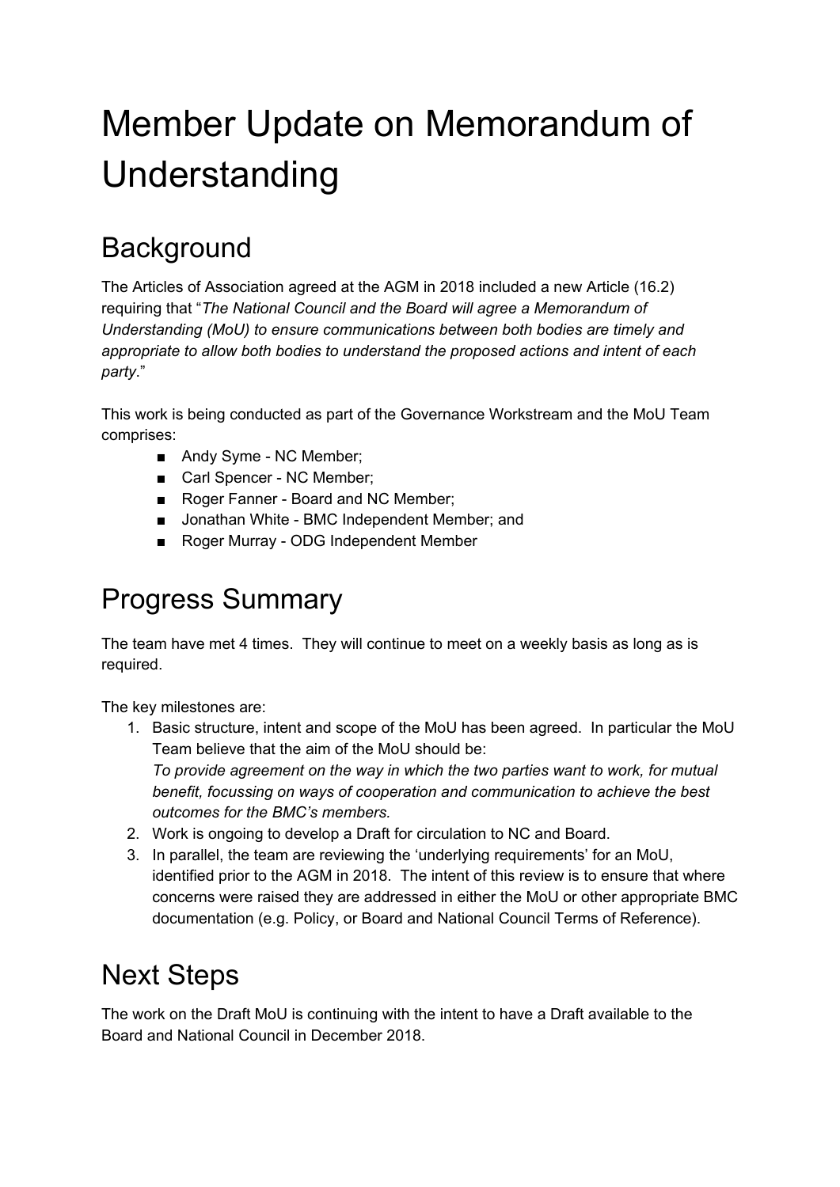# Member Update on Memorandum of Understanding

## Background

The Articles of Association agreed at the AGM in 2018 included a new Article (16.2) requiring that "*The National Council and the Board will agree a Memorandum of Understanding (MoU) to ensure communications between both bodies are timely and appropriate to allow both bodies to understand the proposed actions and intent of each party*."

This work is being conducted as part of the Governance Workstream and the MoU Team comprises:

- Andy Syme - NC Member;
- Carl Spencer - NC Member;
- Roger Fanner - Board and NC Member;
- Jonathan White - BMC Independent Member; and
- Roger Murray - ODG Independent Member

## Progress Summary

The team have met 4 times. They will continue to meet on a weekly basis as long as is required.

The key milestones are:

1. Basic structure, intent and scope of the MoU has been agreed. In particular the MoU Team believe that the aim of the MoU should be:
   *To provide agreement on the way in which the two parties want to work, for mutual benefit, focussing on ways of cooperation and communication to achieve the best outcomes for the BMC's members.*
2. Work is ongoing to develop a Draft for circulation to NC and Board.
3. In parallel, the team are reviewing the 'underlying requirements' for an MoU, identified prior to the AGM in 2018. The intent of this review is to ensure that where concerns were raised they are addressed in either the MoU or other appropriate BMC documentation (e.g. Policy, or Board and National Council Terms of Reference).

## Next Steps

The work on the Draft MoU is continuing with the intent to have a Draft available to the Board and National Council in December 2018.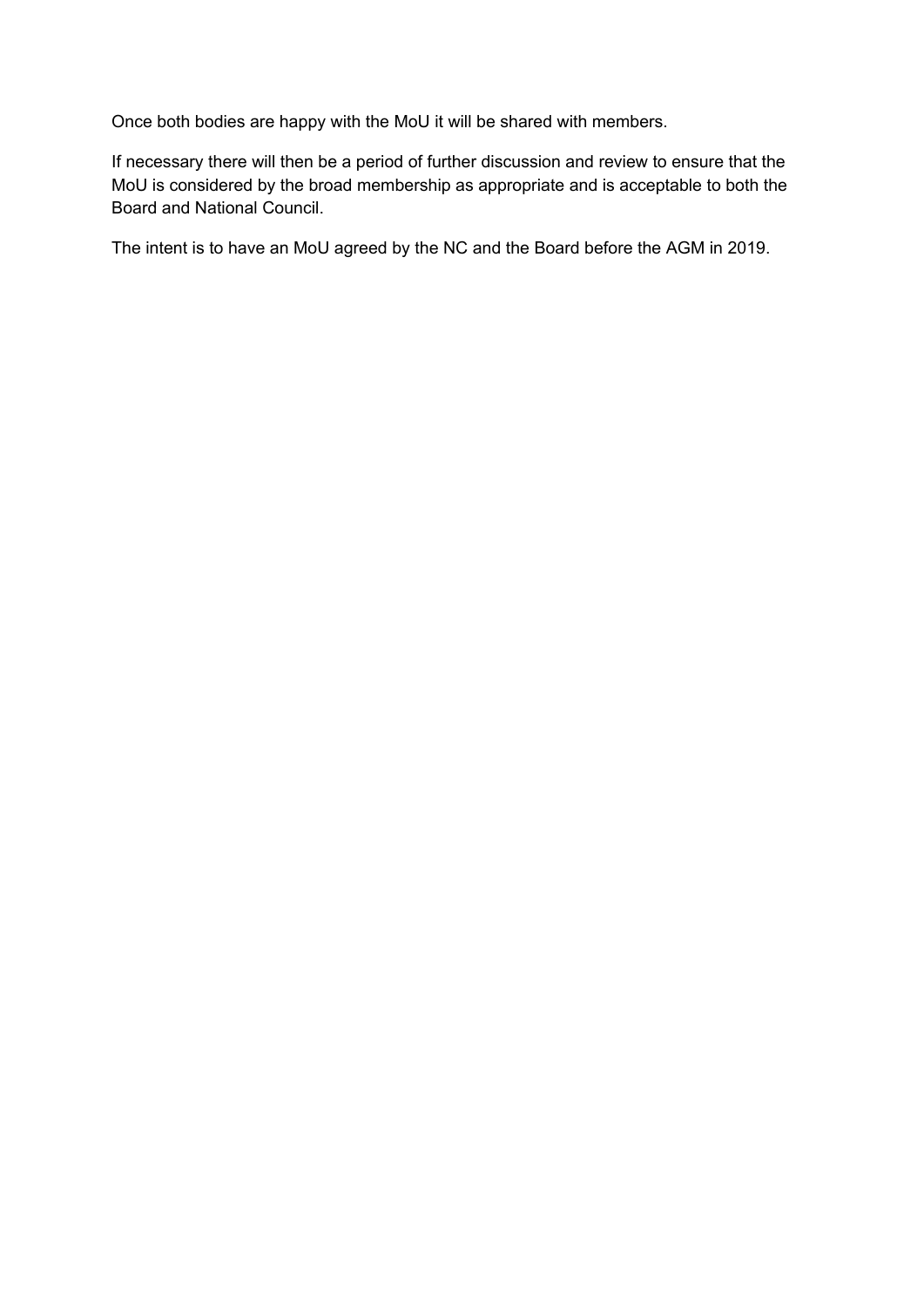Once both bodies are happy with the MoU it will be shared with members.

If necessary there will then be a period of further discussion and review to ensure that the MoU is considered by the broad membership as appropriate and is acceptable to both the Board and National Council.

The intent is to have an MoU agreed by the NC and the Board before the AGM in 2019.